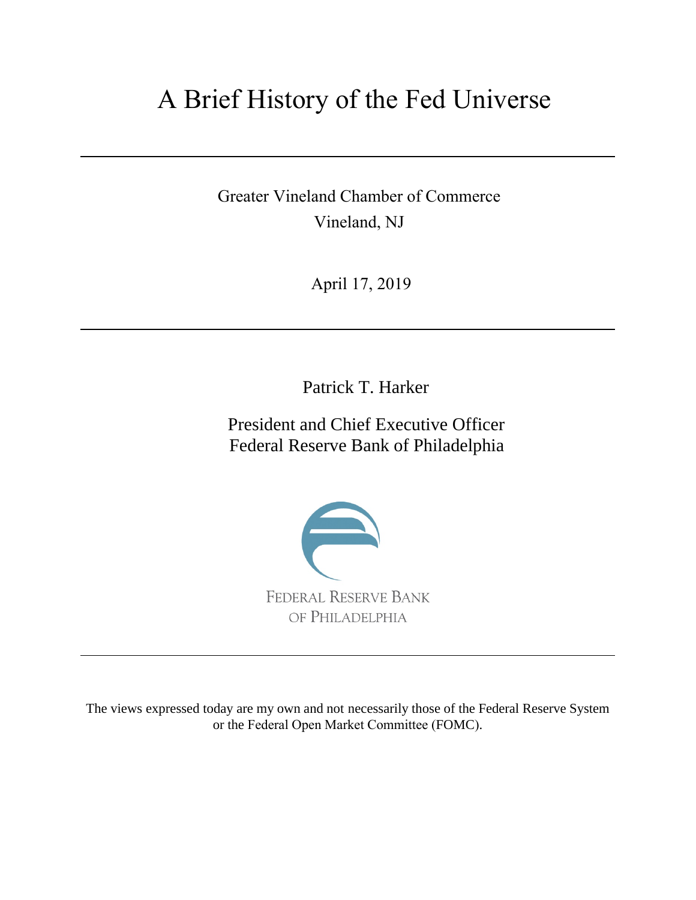# A Brief History of the Fed Universe

---

Greater Vineland Chamber of Commerce
Vineland, NJ

April 17, 2019

---

Patrick T. Harker

President and Chief Executive Officer
Federal Reserve Bank of Philadelphia

FEDERAL RESERVE BANK
OF PHILADELPHIA

---

The views expressed today are my own and not necessarily those of the Federal Reserve System or the Federal Open Market Committee (FOMC).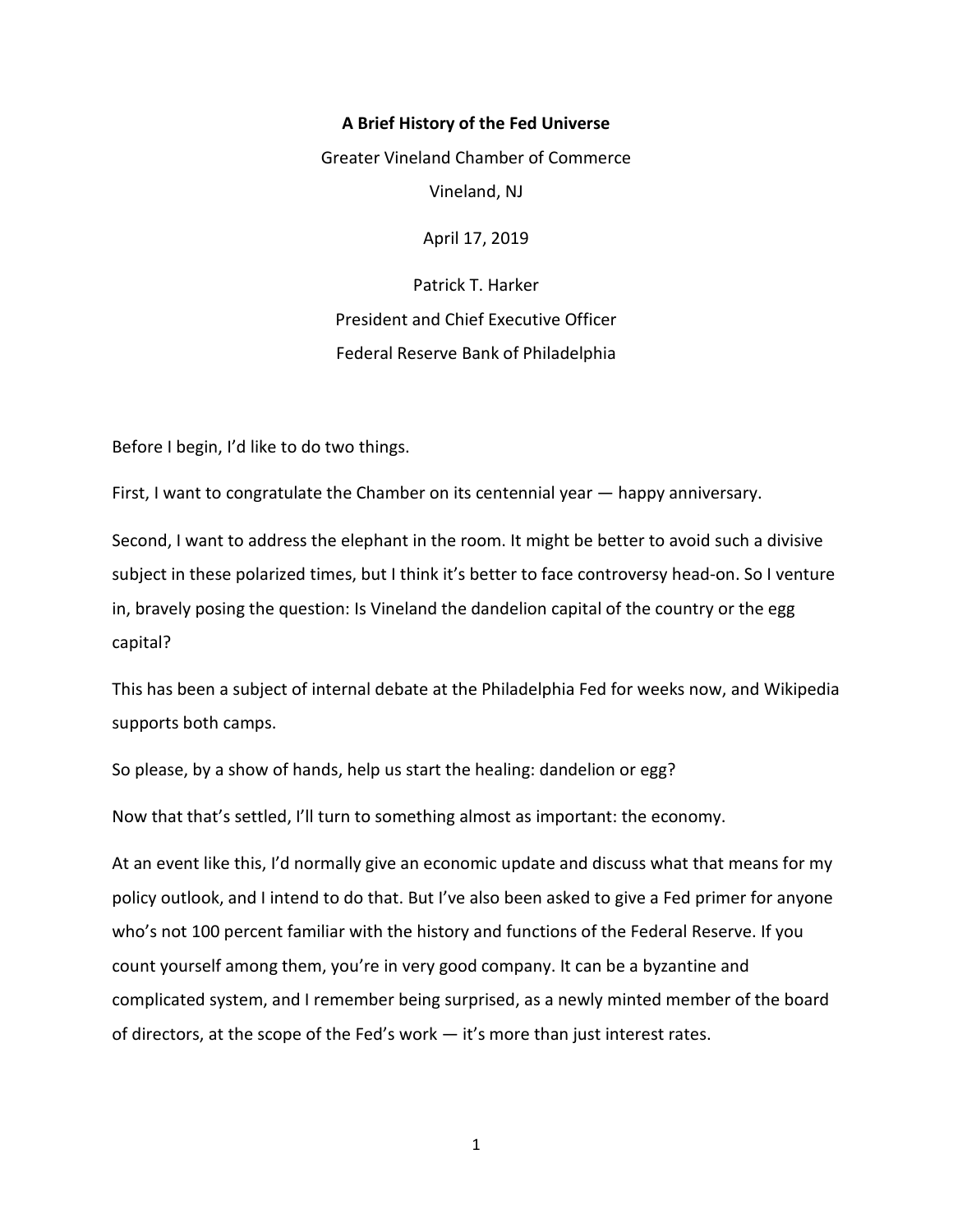**A Brief History of the Fed Universe**

Greater Vineland Chamber of Commerce

Vineland, NJ

April 17, 2019

Patrick T. Harker

President and Chief Executive Officer

Federal Reserve Bank of Philadelphia

Before I begin, I'd like to do two things.

First, I want to congratulate the Chamber on its centennial year — happy anniversary.

Second, I want to address the elephant in the room. It might be better to avoid such a divisive subject in these polarized times, but I think it's better to face controversy head-on. So I venture in, bravely posing the question: Is Vineland the dandelion capital of the country or the egg capital?

This has been a subject of internal debate at the Philadelphia Fed for weeks now, and Wikipedia supports both camps.

So please, by a show of hands, help us start the healing: dandelion or egg?

Now that that's settled, I'll turn to something almost as important: the economy.

At an event like this, I'd normally give an economic update and discuss what that means for my policy outlook, and I intend to do that. But I've also been asked to give a Fed primer for anyone who's not 100 percent familiar with the history and functions of the Federal Reserve. If you count yourself among them, you're in very good company. It can be a byzantine and complicated system, and I remember being surprised, as a newly minted member of the board of directors, at the scope of the Fed's work — it's more than just interest rates.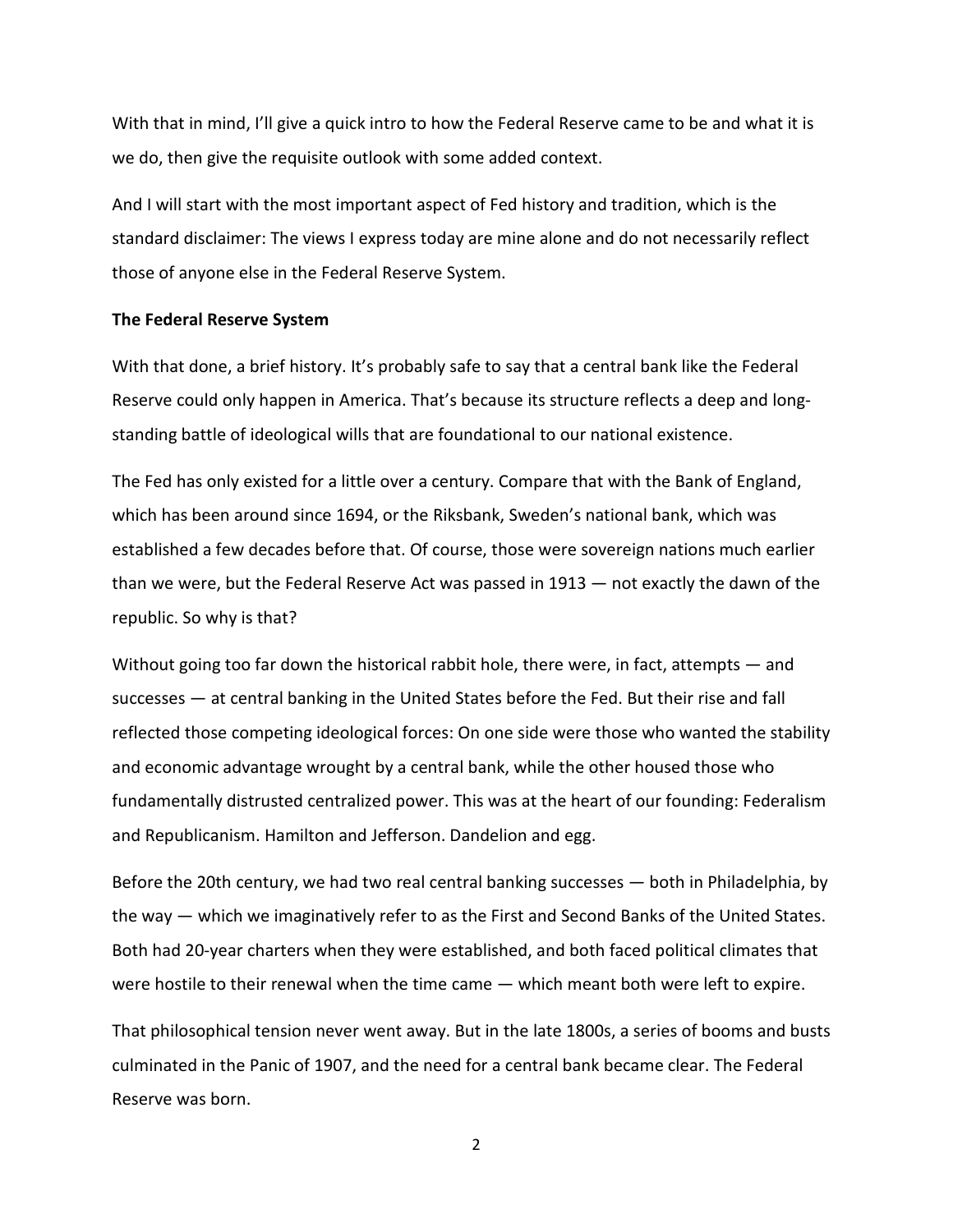With that in mind, I'll give a quick intro to how the Federal Reserve came to be and what it is we do, then give the requisite outlook with some added context.

And I will start with the most important aspect of Fed history and tradition, which is the standard disclaimer: The views I express today are mine alone and do not necessarily reflect those of anyone else in the Federal Reserve System.

**The Federal Reserve System**

With that done, a brief history. It's probably safe to say that a central bank like the Federal Reserve could only happen in America. That's because its structure reflects a deep and long-standing battle of ideological wills that are foundational to our national existence.

The Fed has only existed for a little over a century. Compare that with the Bank of England, which has been around since 1694, or the Riksbank, Sweden's national bank, which was established a few decades before that. Of course, those were sovereign nations much earlier than we were, but the Federal Reserve Act was passed in 1913 — not exactly the dawn of the republic. So why is that?

Without going too far down the historical rabbit hole, there were, in fact, attempts — and successes — at central banking in the United States before the Fed. But their rise and fall reflected those competing ideological forces: On one side were those who wanted the stability and economic advantage wrought by a central bank, while the other housed those who fundamentally distrusted centralized power. This was at the heart of our founding: Federalism and Republicanism. Hamilton and Jefferson. Dandelion and egg.

Before the 20th century, we had two real central banking successes — both in Philadelphia, by the way — which we imaginatively refer to as the First and Second Banks of the United States. Both had 20-year charters when they were established, and both faced political climates that were hostile to their renewal when the time came — which meant both were left to expire.

That philosophical tension never went away. But in the late 1800s, a series of booms and busts culminated in the Panic of 1907, and the need for a central bank became clear. The Federal Reserve was born.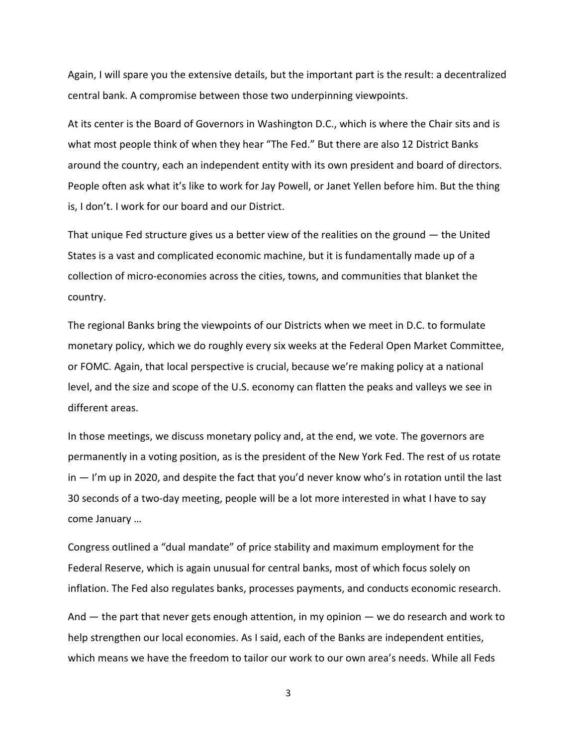Again, I will spare you the extensive details, but the important part is the result: a decentralized central bank. A compromise between those two underpinning viewpoints.

At its center is the Board of Governors in Washington D.C., which is where the Chair sits and is what most people think of when they hear "The Fed." But there are also 12 District Banks around the country, each an independent entity with its own president and board of directors. People often ask what it's like to work for Jay Powell, or Janet Yellen before him. But the thing is, I don't. I work for our board and our District.

That unique Fed structure gives us a better view of the realities on the ground — the United States is a vast and complicated economic machine, but it is fundamentally made up of a collection of micro-economies across the cities, towns, and communities that blanket the country.

The regional Banks bring the viewpoints of our Districts when we meet in D.C. to formulate monetary policy, which we do roughly every six weeks at the Federal Open Market Committee, or FOMC. Again, that local perspective is crucial, because we're making policy at a national level, and the size and scope of the U.S. economy can flatten the peaks and valleys we see in different areas.

In those meetings, we discuss monetary policy and, at the end, we vote. The governors are permanently in a voting position, as is the president of the New York Fed. The rest of us rotate in — I'm up in 2020, and despite the fact that you'd never know who's in rotation until the last 30 seconds of a two-day meeting, people will be a lot more interested in what I have to say come January …

Congress outlined a "dual mandate" of price stability and maximum employment for the Federal Reserve, which is again unusual for central banks, most of which focus solely on inflation. The Fed also regulates banks, processes payments, and conducts economic research.

And — the part that never gets enough attention, in my opinion — we do research and work to help strengthen our local economies. As I said, each of the Banks are independent entities, which means we have the freedom to tailor our work to our own area's needs. While all Feds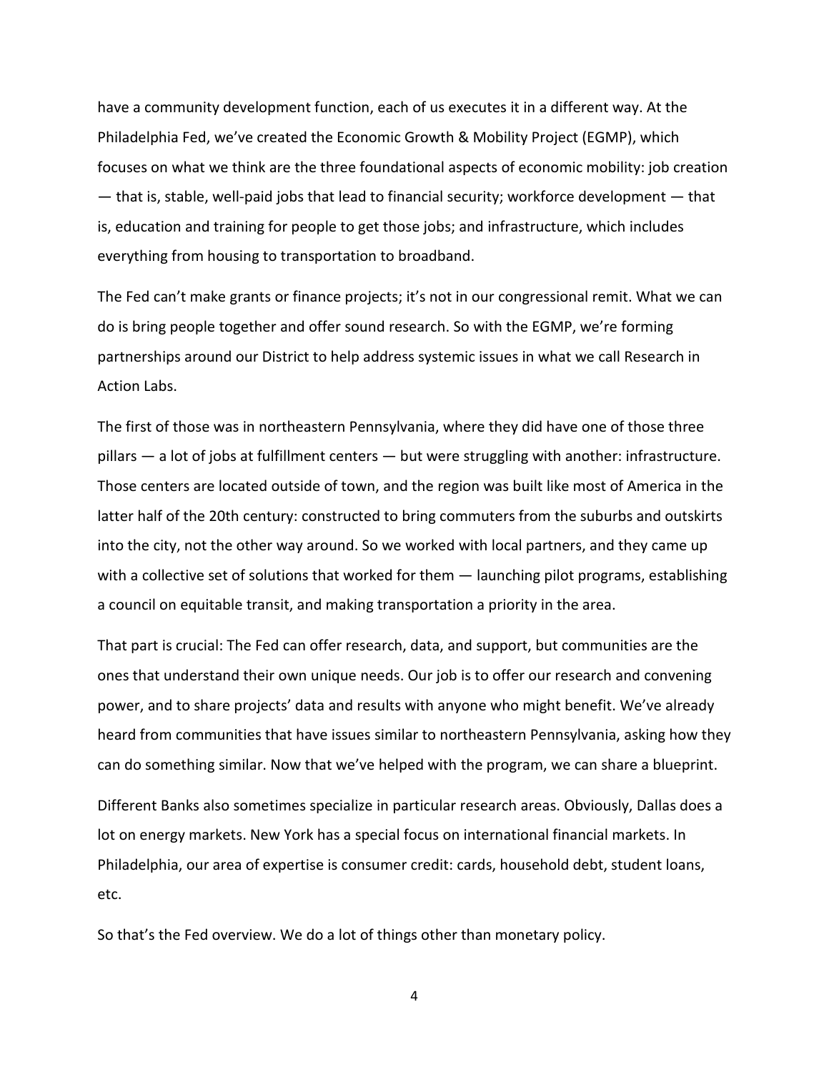have a community development function, each of us executes it in a different way. At the Philadelphia Fed, we've created the Economic Growth & Mobility Project (EGMP), which focuses on what we think are the three foundational aspects of economic mobility: job creation — that is, stable, well-paid jobs that lead to financial security; workforce development — that is, education and training for people to get those jobs; and infrastructure, which includes everything from housing to transportation to broadband.

The Fed can't make grants or finance projects; it's not in our congressional remit. What we can do is bring people together and offer sound research. So with the EGMP, we're forming partnerships around our District to help address systemic issues in what we call Research in Action Labs.

The first of those was in northeastern Pennsylvania, where they did have one of those three pillars — a lot of jobs at fulfillment centers — but were struggling with another: infrastructure. Those centers are located outside of town, and the region was built like most of America in the latter half of the 20th century: constructed to bring commuters from the suburbs and outskirts into the city, not the other way around. So we worked with local partners, and they came up with a collective set of solutions that worked for them — launching pilot programs, establishing a council on equitable transit, and making transportation a priority in the area.

That part is crucial: The Fed can offer research, data, and support, but communities are the ones that understand their own unique needs. Our job is to offer our research and convening power, and to share projects' data and results with anyone who might benefit. We've already heard from communities that have issues similar to northeastern Pennsylvania, asking how they can do something similar. Now that we've helped with the program, we can share a blueprint.

Different Banks also sometimes specialize in particular research areas. Obviously, Dallas does a lot on energy markets. New York has a special focus on international financial markets. In Philadelphia, our area of expertise is consumer credit: cards, household debt, student loans, etc.

So that's the Fed overview. We do a lot of things other than monetary policy.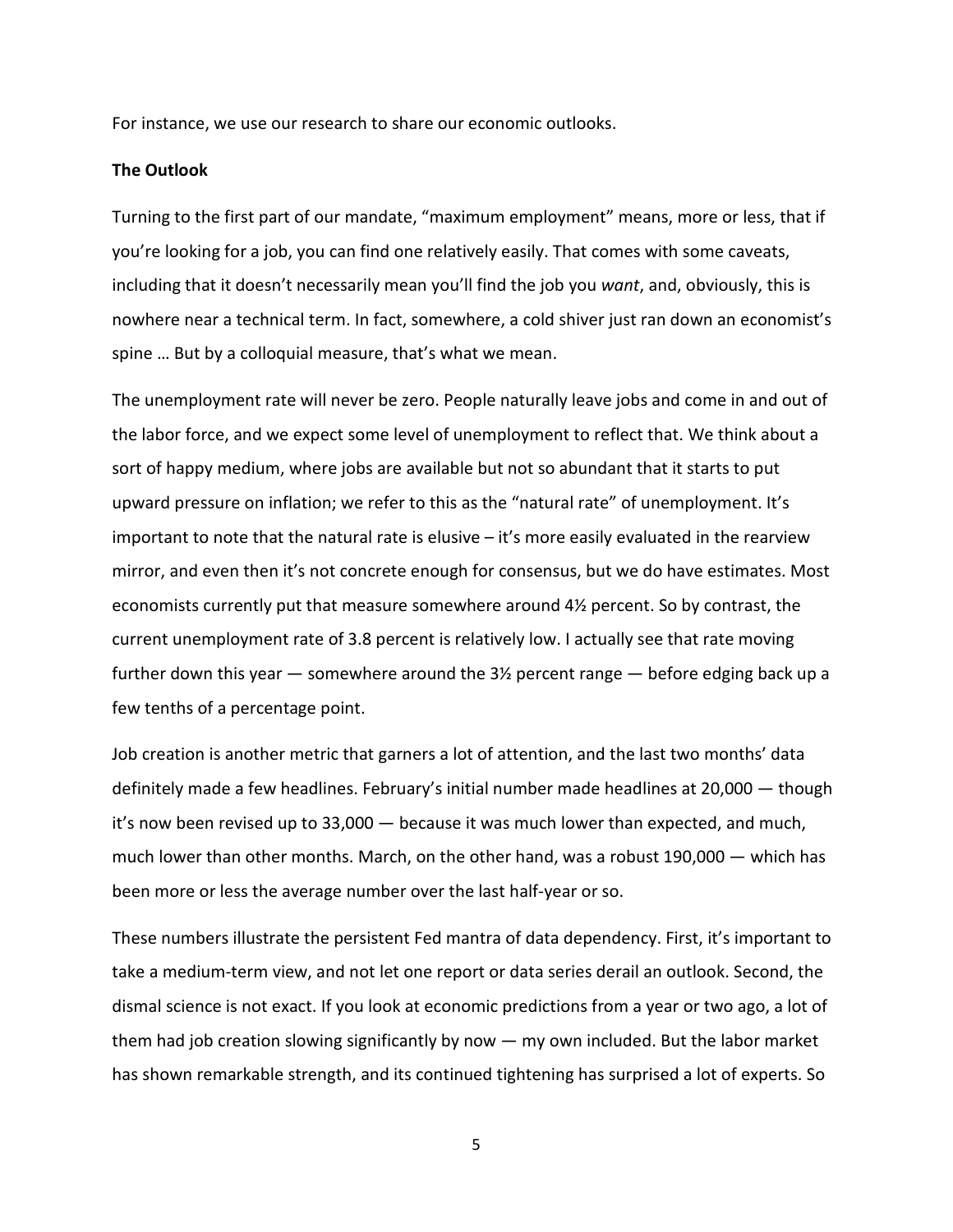For instance, we use our research to share our economic outlooks.

**The Outlook**

Turning to the first part of our mandate, "maximum employment" means, more or less, that if you're looking for a job, you can find one relatively easily. That comes with some caveats, including that it doesn't necessarily mean you'll find the job you *want*, and, obviously, this is nowhere near a technical term. In fact, somewhere, a cold shiver just ran down an economist's spine … But by a colloquial measure, that's what we mean.

The unemployment rate will never be zero. People naturally leave jobs and come in and out of the labor force, and we expect some level of unemployment to reflect that. We think about a sort of happy medium, where jobs are available but not so abundant that it starts to put upward pressure on inflation; we refer to this as the "natural rate" of unemployment. It's important to note that the natural rate is elusive – it's more easily evaluated in the rearview mirror, and even then it's not concrete enough for consensus, but we do have estimates. Most economists currently put that measure somewhere around 4½ percent. So by contrast, the current unemployment rate of 3.8 percent is relatively low. I actually see that rate moving further down this year — somewhere around the 3½ percent range — before edging back up a few tenths of a percentage point.

Job creation is another metric that garners a lot of attention, and the last two months' data definitely made a few headlines. February's initial number made headlines at 20,000 — though it's now been revised up to 33,000 — because it was much lower than expected, and much, much lower than other months. March, on the other hand, was a robust 190,000 — which has been more or less the average number over the last half-year or so.

These numbers illustrate the persistent Fed mantra of data dependency. First, it's important to take a medium-term view, and not let one report or data series derail an outlook. Second, the dismal science is not exact. If you look at economic predictions from a year or two ago, a lot of them had job creation slowing significantly by now — my own included. But the labor market has shown remarkable strength, and its continued tightening has surprised a lot of experts. So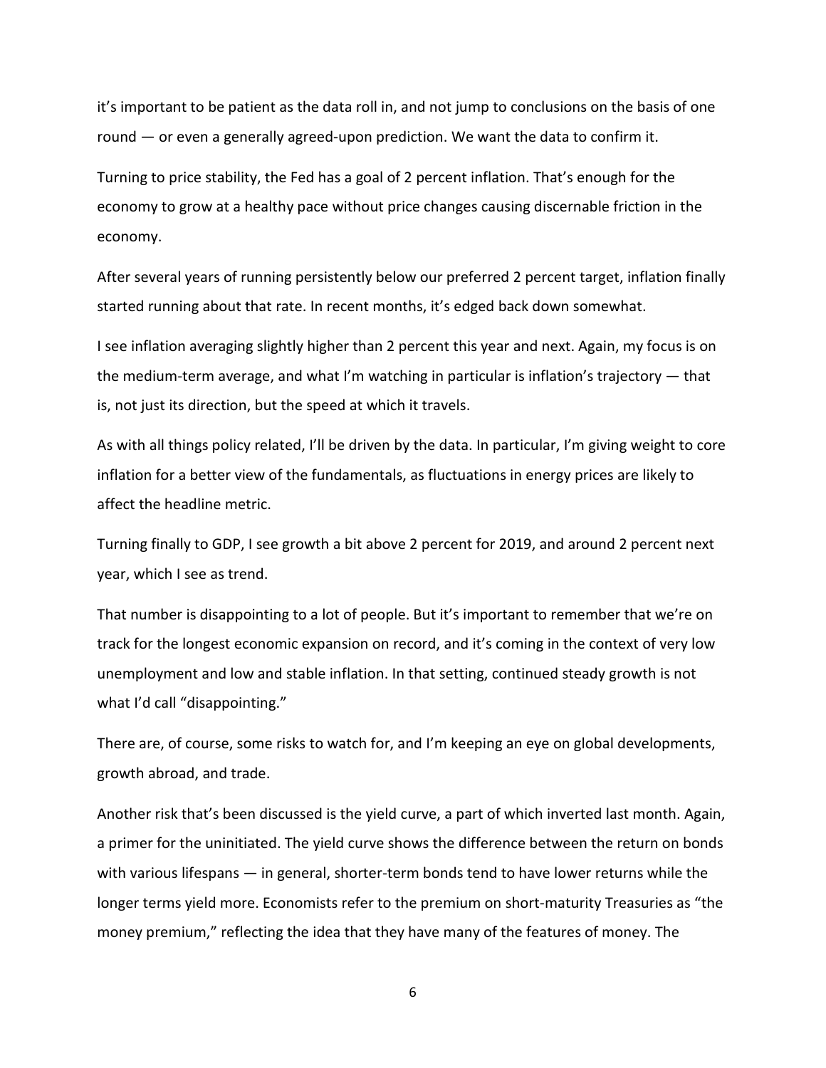it's important to be patient as the data roll in, and not jump to conclusions on the basis of one round — or even a generally agreed-upon prediction. We want the data to confirm it.

Turning to price stability, the Fed has a goal of 2 percent inflation. That's enough for the economy to grow at a healthy pace without price changes causing discernable friction in the economy.

After several years of running persistently below our preferred 2 percent target, inflation finally started running about that rate. In recent months, it's edged back down somewhat.

I see inflation averaging slightly higher than 2 percent this year and next. Again, my focus is on the medium-term average, and what I'm watching in particular is inflation's trajectory — that is, not just its direction, but the speed at which it travels.

As with all things policy related, I'll be driven by the data. In particular, I'm giving weight to core inflation for a better view of the fundamentals, as fluctuations in energy prices are likely to affect the headline metric.

Turning finally to GDP, I see growth a bit above 2 percent for 2019, and around 2 percent next year, which I see as trend.

That number is disappointing to a lot of people. But it's important to remember that we're on track for the longest economic expansion on record, and it's coming in the context of very low unemployment and low and stable inflation. In that setting, continued steady growth is not what I'd call "disappointing."

There are, of course, some risks to watch for, and I'm keeping an eye on global developments, growth abroad, and trade.

Another risk that's been discussed is the yield curve, a part of which inverted last month. Again, a primer for the uninitiated. The yield curve shows the difference between the return on bonds with various lifespans — in general, shorter-term bonds tend to have lower returns while the longer terms yield more. Economists refer to the premium on short-maturity Treasuries as "the money premium," reflecting the idea that they have many of the features of money. The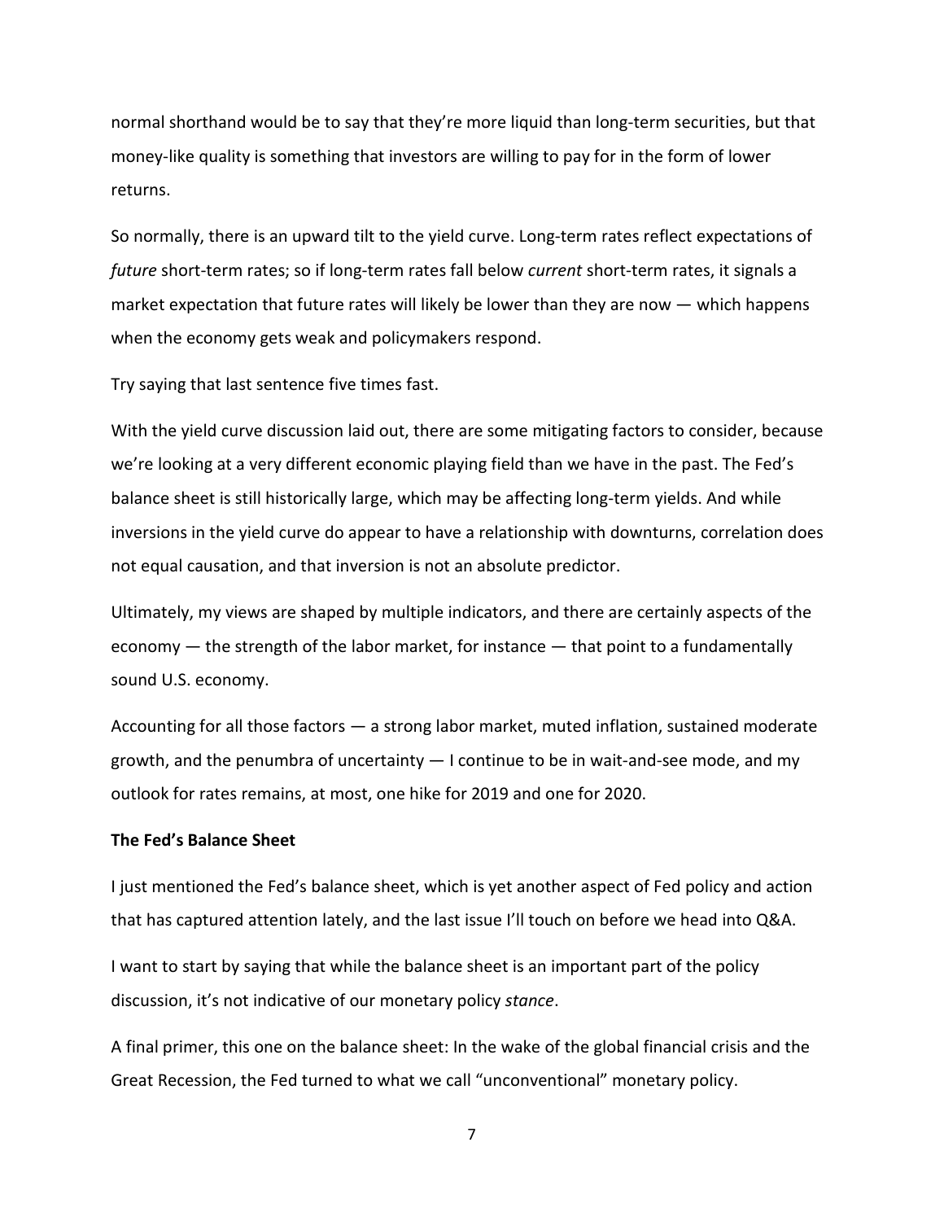normal shorthand would be to say that they're more liquid than long-term securities, but that money-like quality is something that investors are willing to pay for in the form of lower returns.

So normally, there is an upward tilt to the yield curve. Long-term rates reflect expectations of *future* short-term rates; so if long-term rates fall below *current* short-term rates, it signals a market expectation that future rates will likely be lower than they are now — which happens when the economy gets weak and policymakers respond.

Try saying that last sentence five times fast.

With the yield curve discussion laid out, there are some mitigating factors to consider, because we're looking at a very different economic playing field than we have in the past. The Fed's balance sheet is still historically large, which may be affecting long-term yields. And while inversions in the yield curve do appear to have a relationship with downturns, correlation does not equal causation, and that inversion is not an absolute predictor.

Ultimately, my views are shaped by multiple indicators, and there are certainly aspects of the economy — the strength of the labor market, for instance — that point to a fundamentally sound U.S. economy.

Accounting for all those factors — a strong labor market, muted inflation, sustained moderate growth, and the penumbra of uncertainty — I continue to be in wait-and-see mode, and my outlook for rates remains, at most, one hike for 2019 and one for 2020.

**The Fed's Balance Sheet**

I just mentioned the Fed's balance sheet, which is yet another aspect of Fed policy and action that has captured attention lately, and the last issue I'll touch on before we head into Q&A.

I want to start by saying that while the balance sheet is an important part of the policy discussion, it's not indicative of our monetary policy *stance*.

A final primer, this one on the balance sheet: In the wake of the global financial crisis and the Great Recession, the Fed turned to what we call "unconventional" monetary policy.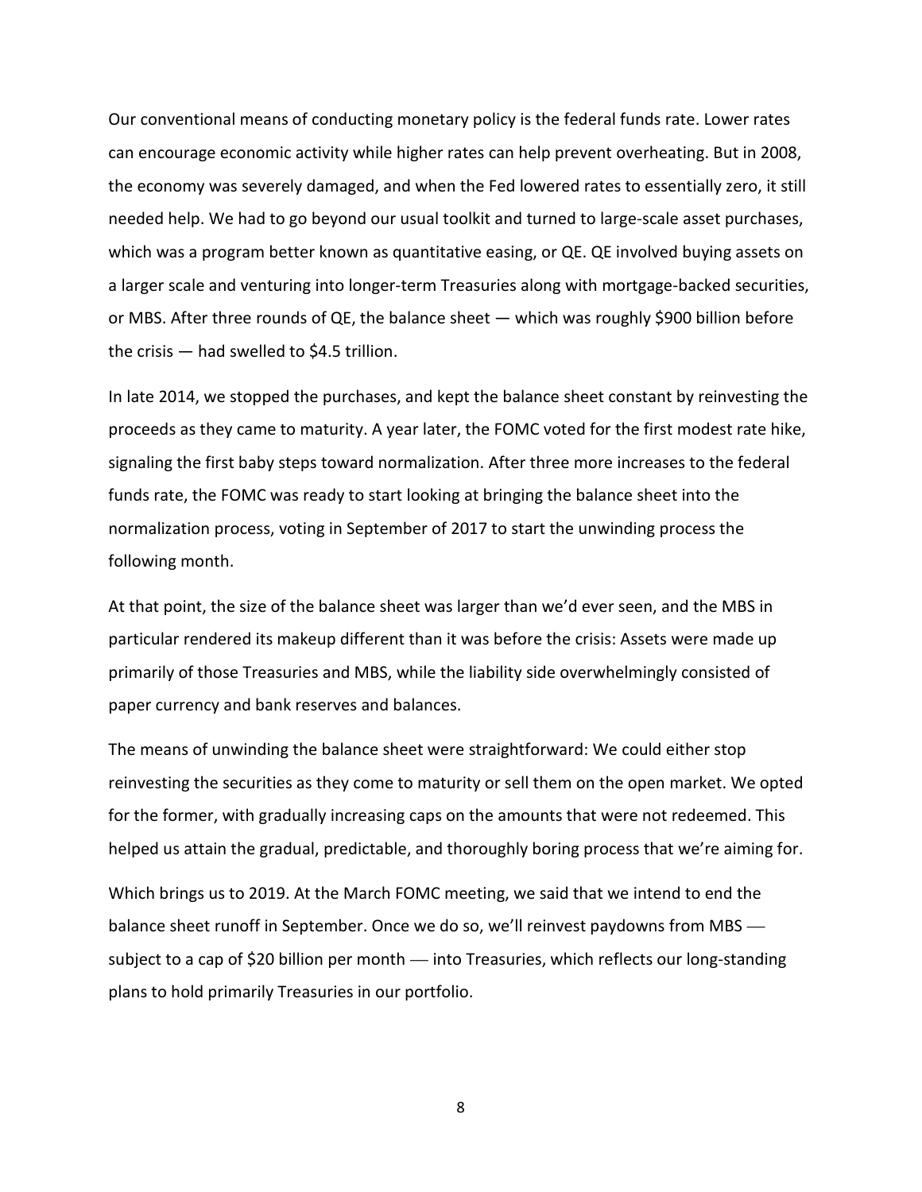Our conventional means of conducting monetary policy is the federal funds rate. Lower rates can encourage economic activity while higher rates can help prevent overheating. But in 2008, the economy was severely damaged, and when the Fed lowered rates to essentially zero, it still needed help. We had to go beyond our usual toolkit and turned to large-scale asset purchases, which was a program better known as quantitative easing, or QE. QE involved buying assets on a larger scale and venturing into longer-term Treasuries along with mortgage-backed securities, or MBS. After three rounds of QE, the balance sheet — which was roughly $900 billion before the crisis — had swelled to $4.5 trillion.

In late 2014, we stopped the purchases, and kept the balance sheet constant by reinvesting the proceeds as they came to maturity. A year later, the FOMC voted for the first modest rate hike, signaling the first baby steps toward normalization. After three more increases to the federal funds rate, the FOMC was ready to start looking at bringing the balance sheet into the normalization process, voting in September of 2017 to start the unwinding process the following month.

At that point, the size of the balance sheet was larger than we'd ever seen, and the MBS in particular rendered its makeup different than it was before the crisis: Assets were made up primarily of those Treasuries and MBS, while the liability side overwhelmingly consisted of paper currency and bank reserves and balances.

The means of unwinding the balance sheet were straightforward: We could either stop reinvesting the securities as they come to maturity or sell them on the open market. We opted for the former, with gradually increasing caps on the amounts that were not redeemed. This helped us attain the gradual, predictable, and thoroughly boring process that we're aiming for.

Which brings us to 2019. At the March FOMC meeting, we said that we intend to end the balance sheet runoff in September. Once we do so, we'll reinvest paydowns from MBS — subject to a cap of $20 billion per month — into Treasuries, which reflects our long-standing plans to hold primarily Treasuries in our portfolio.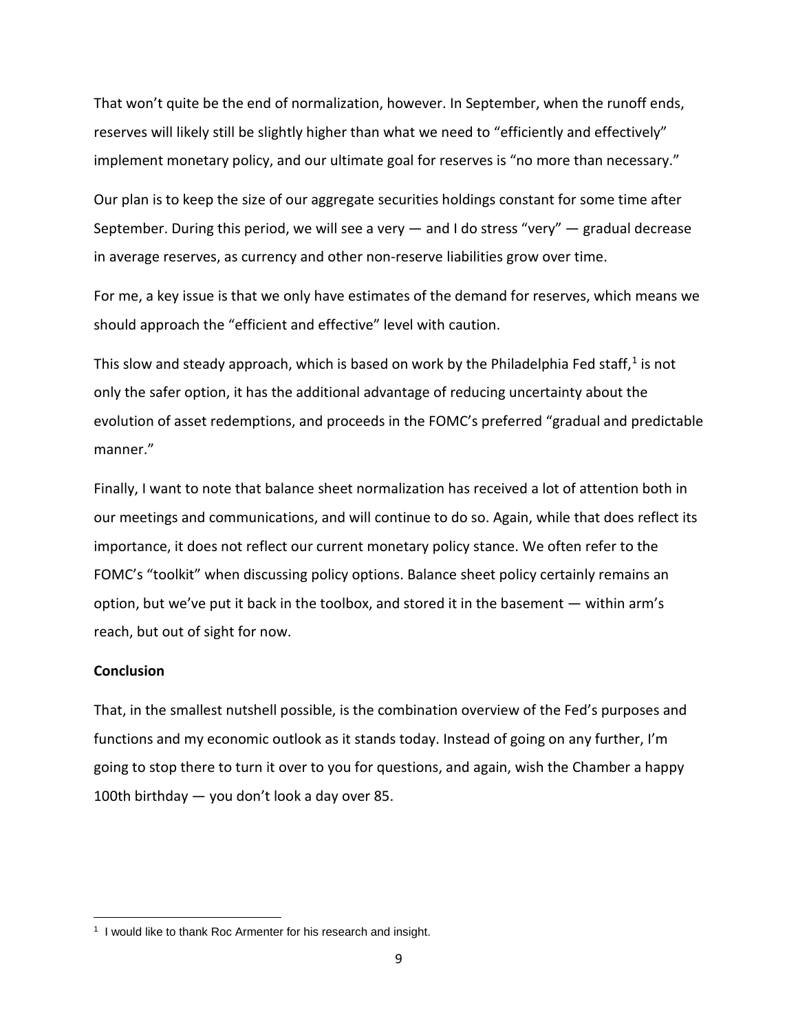That won't quite be the end of normalization, however. In September, when the runoff ends, reserves will likely still be slightly higher than what we need to "efficiently and effectively" implement monetary policy, and our ultimate goal for reserves is "no more than necessary."

Our plan is to keep the size of our aggregate securities holdings constant for some time after September. During this period, we will see a very — and I do stress "very" — gradual decrease in average reserves, as currency and other non-reserve liabilities grow over time.

For me, a key issue is that we only have estimates of the demand for reserves, which means we should approach the "efficient and effective" level with caution.

This slow and steady approach, which is based on work by the Philadelphia Fed staff,[1] is not only the safer option, it has the additional advantage of reducing uncertainty about the evolution of asset redemptions, and proceeds in the FOMC's preferred "gradual and predictable manner."

Finally, I want to note that balance sheet normalization has received a lot of attention both in our meetings and communications, and will continue to do so. Again, while that does reflect its importance, it does not reflect our current monetary policy stance. We often refer to the FOMC's "toolkit" when discussing policy options. Balance sheet policy certainly remains an option, but we've put it back in the toolbox, and stored it in the basement — within arm's reach, but out of sight for now.

**Conclusion**

That, in the smallest nutshell possible, is the combination overview of the Fed's purposes and functions and my economic outlook as it stands today. Instead of going on any further, I'm going to stop there to turn it over to you for questions, and again, wish the Chamber a happy 100th birthday — you don't look a day over 85.

---

[1] I would like to thank Roc Armenter for his research and insight.